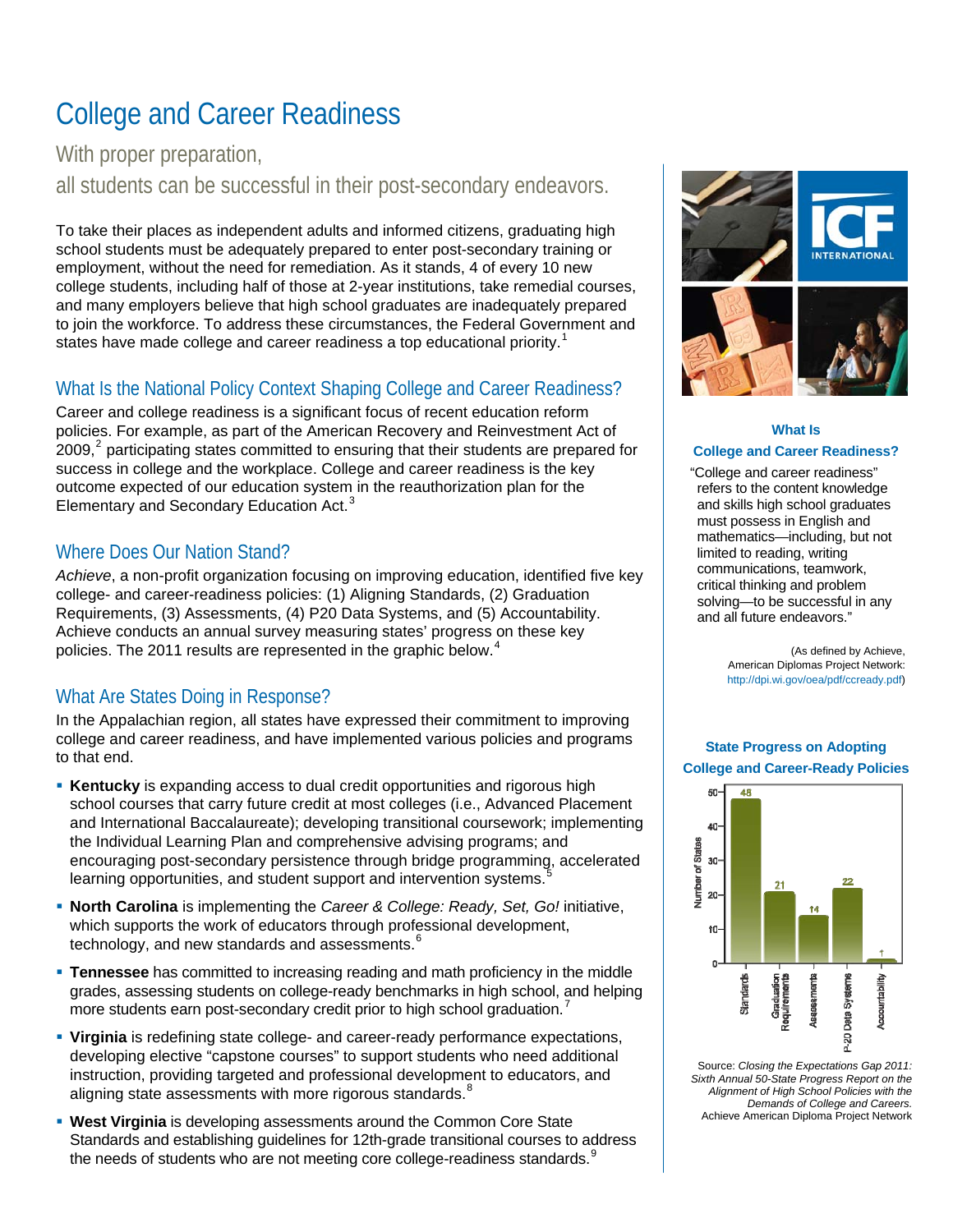# College and Career Readiness

With proper preparation,

all students can be successful in their post-secondary endeavors.

To take their places as independent adults and informed citizens, graduating high school students must be adequately prepared to enter post-secondary training or employment, without the need for remediation. As it stands, 4 of every 10 new college students, including half of those at 2-year institutions, take remedial courses, and many employers believe that high school graduates are inadequately prepared to join the workforce. To address these circumstances, the Federal Government and states have made college and career readiness a top educational priority.[1]

## What Is the National Policy Context Shaping College and Career Readiness?

Career and college readiness is a significant focus of recent education reform policies. For example, as part of the American Recovery and Reinvestment Act of 2009,[2] participating states committed to ensuring that their students are prepared for success in college and the workplace. College and career readiness is the key outcome expected of our education system in the reauthorization plan for the Elementary and Secondary Education Act.[3]

## Where Does Our Nation Stand?

*Achieve*, a non-profit organization focusing on improving education, identified five key college- and career-readiness policies: (1) Aligning Standards, (2) Graduation Requirements, (3) Assessments, (4) P20 Data Systems, and (5) Accountability. Achieve conducts an annual survey measuring states' progress on these key policies. The 2011 results are represented in the graphic below.[4]

## What Are States Doing in Response?

In the Appalachian region, all states have expressed their commitment to improving college and career readiness, and have implemented various policies and programs to that end.

- **Kentucky** is expanding access to dual credit opportunities and rigorous high school courses that carry future credit at most colleges (i.e., Advanced Placement and International Baccalaureate); developing transitional coursework; implementing the Individual Learning Plan and comprehensive advising programs; and encouraging post-secondary persistence through bridge programming, accelerated learning opportunities, and student support and intervention systems.[5]
- **North Carolina** is implementing the *Career & College: Ready, Set, Go!* initiative, which supports the work of educators through professional development, technology, and new standards and assessments.[6]
- **Tennessee** has committed to increasing reading and math proficiency in the middle grades, assessing students on college-ready benchmarks in high school, and helping more students earn post-secondary credit prior to high school graduation.[7]
- **Virginia** is redefining state college- and career-ready performance expectations, developing elective "capstone courses" to support students who need additional instruction, providing targeted and professional development to educators, and aligning state assessments with more rigorous standards.[8]
- **West Virginia** is developing assessments around the Common Core State Standards and establishing guidelines for 12th-grade transitional courses to address the needs of students who are not meeting core college-readiness standards.[9]

### What Is College and Career Readiness?

"College and career readiness" refers to the content knowledge and skills high school graduates must possess in English and mathematics—including, but not limited to reading, writing communications, teamwork, critical thinking and problem solving—to be successful in any and all future endeavors."

(As defined by Achieve, American Diplomas Project Network: http://dpi.wi.gov/oea/pdf/ccready.pdf)

### State Progress on Adopting College and Career-Ready Policies

| Policy | Number of States |
|---|---|
| Standards | 48 |
| Graduation Requirements | 21 |
| Assessments | 14 |
| P-20 Data Systems | 22 |
| Accountability | 1 |

Source: *Closing the Expectations Gap 2011: Sixth Annual 50-State Progress Report on the Alignment of High School Policies with the Demands of College and Careers.* Achieve American Diploma Project Network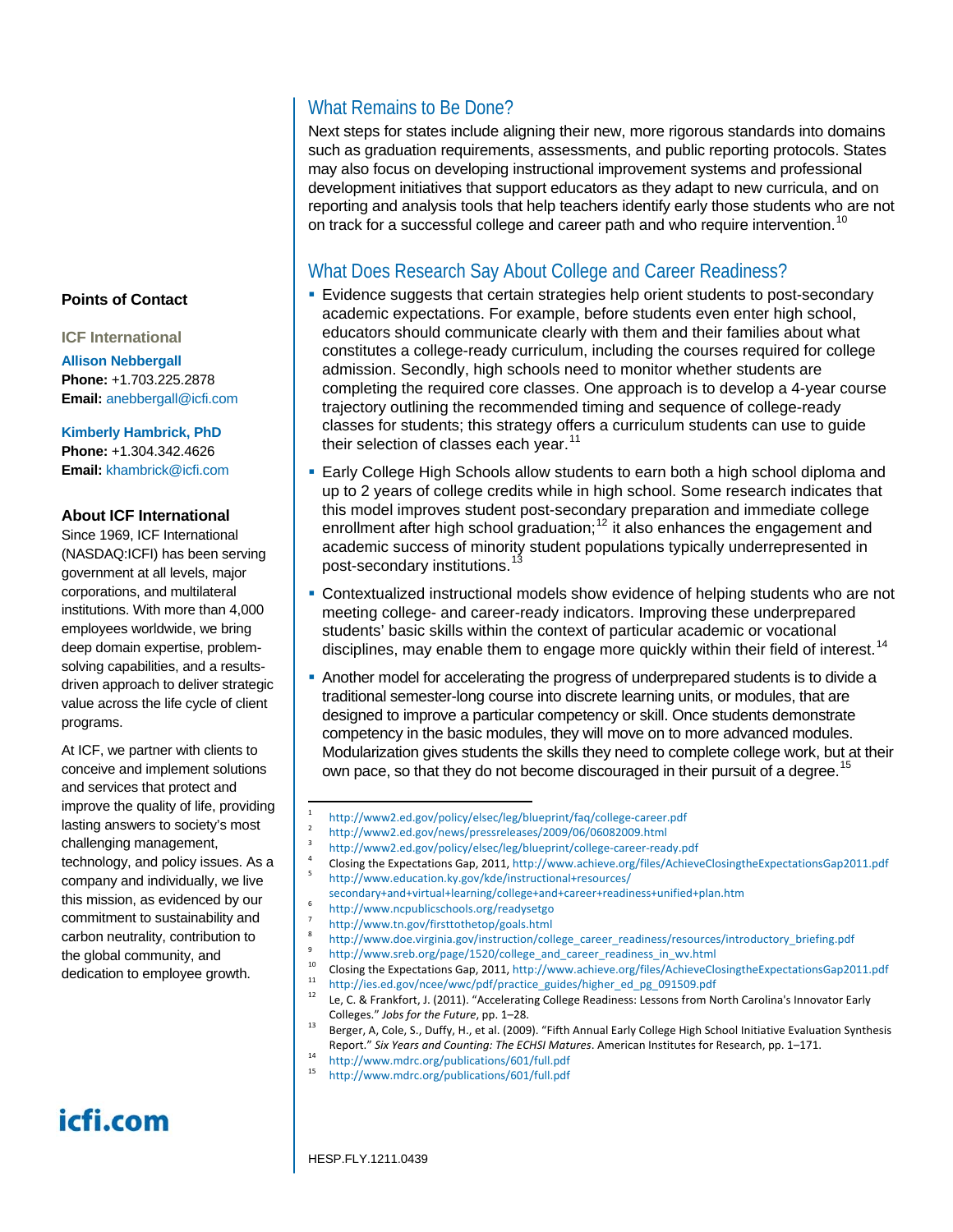## What Remains to Be Done?

Next steps for states include aligning their new, more rigorous standards into domains such as graduation requirements, assessments, and public reporting protocols. States may also focus on developing instructional improvement systems and professional development initiatives that support educators as they adapt to new curricula, and on reporting and analysis tools that help teachers identify early those students who are not on track for a successful college and career path and who require intervention.[10]

## What Does Research Say About College and Career Readiness?

- Evidence suggests that certain strategies help orient students to post-secondary academic expectations. For example, before students even enter high school, educators should communicate clearly with them and their families about what constitutes a college-ready curriculum, including the courses required for college admission. Secondly, high schools need to monitor whether students are completing the required core classes. One approach is to develop a 4-year course trajectory outlining the recommended timing and sequence of college-ready classes for students; this strategy offers a curriculum students can use to guide their selection of classes each year.[11]
- Early College High Schools allow students to earn both a high school diploma and up to 2 years of college credits while in high school. Some research indicates that this model improves student post-secondary preparation and immediate college enrollment after high school graduation;[12] it also enhances the engagement and academic success of minority student populations typically underrepresented in post-secondary institutions.[13]
- Contextualized instructional models show evidence of helping students who are not meeting college- and career-ready indicators. Improving these underprepared students' basic skills within the context of particular academic or vocational disciplines, may enable them to engage more quickly within their field of interest.[14]
- Another model for accelerating the progress of underprepared students is to divide a traditional semester-long course into discrete learning units, or modules, that are designed to improve a particular competency or skill. Once students demonstrate competency in the basic modules, they will move on to more advanced modules. Modularization gives students the skills they need to complete college work, but at their own pace, so that they do not become discouraged in their pursuit of a degree.[15]

---

1. http://www2.ed.gov/policy/elsec/leg/blueprint/faq/college-career.pdf
2. http://www2.ed.gov/news/pressreleases/2009/06/06082009.html
3. http://www2.ed.gov/policy/elsec/leg/blueprint/college-career-ready.pdf
4. Closing the Expectations Gap, 2011, http://www.achieve.org/files/AchieveClosingtheExpectationsGap2011.pdf
5. http://www.education.ky.gov/kde/instructional+resources/secondary+and+virtual+learning/college+and+career+readiness+unified+plan.htm
6. http://www.ncpublicschools.org/readysetgo
7. http://www.tn.gov/firsttothetop/goals.html
8. http://www.doe.virginia.gov/instruction/college_career_readiness/resources/introductory_briefing.pdf
9. http://www.sreb.org/page/1520/college_and_career_readiness_in_wv.html
10. Closing the Expectations Gap, 2011, http://www.achieve.org/files/AchieveClosingtheExpectationsGap2011.pdf
11. http://ies.ed.gov/ncee/wwc/pdf/practice_guides/higher_ed_pg_091509.pdf
12. Le, C. & Frankfort, J. (2011). "Accelerating College Readiness: Lessons from North Carolina's Innovator Early Colleges." *Jobs for the Future*, pp. 1–28.
13. Berger, A, Cole, S., Duffy, H., et al. (2009). "Fifth Annual Early College High School Initiative Evaluation Synthesis Report." *Six Years and Counting: The ECHSI Matures*. American Institutes for Research, pp. 1–171.
14. http://www.mdrc.org/publications/601/full.pdf
15. http://www.mdrc.org/publications/601/full.pdf

### Points of Contact

**ICF International**

**Allison Nebbergall**
**Phone:** +1.703.225.2878
**Email:** anebbergall@icfi.com

**Kimberly Hambrick, PhD**
**Phone:** +1.304.342.4626
**Email:** khambrick@icfi.com

### About ICF International

Since 1969, ICF International (NASDAQ:ICFI) has been serving government at all levels, major corporations, and multilateral institutions. With more than 4,000 employees worldwide, we bring deep domain expertise, problem-solving capabilities, and a results-driven approach to deliver strategic value across the life cycle of client programs.

At ICF, we partner with clients to conceive and implement solutions and services that protect and improve the quality of life, providing lasting answers to society's most challenging management, technology, and policy issues. As a company and individually, we live this mission, as evidenced by our commitment to sustainability and carbon neutrality, contribution to the global community, and dedication to employee growth.

**icfi.com**

HESP.FLY.1211.0439